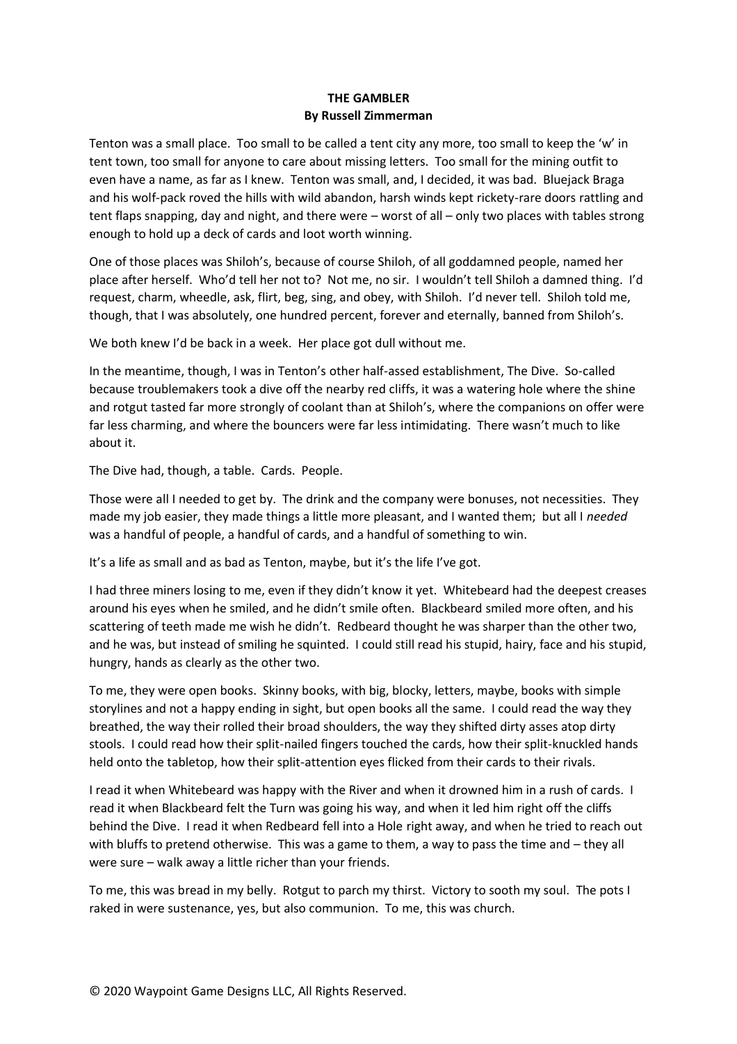# THE GAMBLER

**By Russell Zimmerman**

Tenton was a small place. Too small to be called a tent city any more, too small to keep the 'w' in tent town, too small for anyone to care about missing letters. Too small for the mining outfit to even have a name, as far as I knew. Tenton was small, and, I decided, it was bad. Bluejack Braga and his wolf-pack roved the hills with wild abandon, harsh winds kept rickety-rare doors rattling and tent flaps snapping, day and night, and there were – worst of all – only two places with tables strong enough to hold up a deck of cards and loot worth winning.

One of those places was Shiloh's, because of course Shiloh, of all goddamned people, named her place after herself. Who'd tell her not to? Not me, no sir. I wouldn't tell Shiloh a damned thing. I'd request, charm, wheedle, ask, flirt, beg, sing, and obey, with Shiloh. I'd never tell. Shiloh told me, though, that I was absolutely, one hundred percent, forever and eternally, banned from Shiloh's.

We both knew I'd be back in a week. Her place got dull without me.

In the meantime, though, I was in Tenton's other half-assed establishment, The Dive. So-called because troublemakers took a dive off the nearby red cliffs, it was a watering hole where the shine and rotgut tasted far more strongly of coolant than at Shiloh's, where the companions on offer were far less charming, and where the bouncers were far less intimidating. There wasn't much to like about it.

The Dive had, though, a table. Cards. People.

Those were all I needed to get by. The drink and the company were bonuses, not necessities. They made my job easier, they made things a little more pleasant, and I wanted them; but all I *needed* was a handful of people, a handful of cards, and a handful of something to win.

It's a life as small and as bad as Tenton, maybe, but it's the life I've got.

I had three miners losing to me, even if they didn't know it yet. Whitebeard had the deepest creases around his eyes when he smiled, and he didn't smile often. Blackbeard smiled more often, and his scattering of teeth made me wish he didn't. Redbeard thought he was sharper than the other two, and he was, but instead of smiling he squinted. I could still read his stupid, hairy, face and his stupid, hungry, hands as clearly as the other two.

To me, they were open books. Skinny books, with big, blocky, letters, maybe, books with simple storylines and not a happy ending in sight, but open books all the same. I could read the way they breathed, the way their rolled their broad shoulders, the way they shifted dirty asses atop dirty stools. I could read how their split-nailed fingers touched the cards, how their split-knuckled hands held onto the tabletop, how their split-attention eyes flicked from their cards to their rivals.

I read it when Whitebeard was happy with the River and when it drowned him in a rush of cards. I read it when Blackbeard felt the Turn was going his way, and when it led him right off the cliffs behind the Dive. I read it when Redbeard fell into a Hole right away, and when he tried to reach out with bluffs to pretend otherwise. This was a game to them, a way to pass the time and – they all were sure – walk away a little richer than your friends.

To me, this was bread in my belly. Rotgut to parch my thirst. Victory to sooth my soul. The pots I raked in were sustenance, yes, but also communion. To me, this was church.

© 2020 Waypoint Game Designs LLC, All Rights Reserved.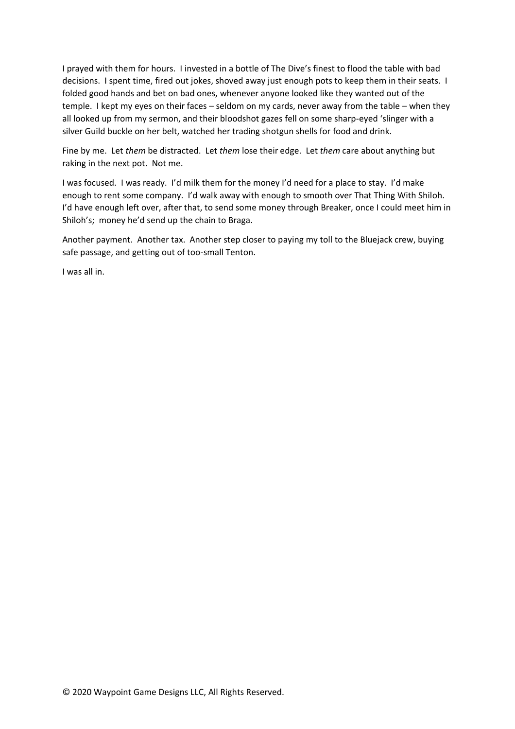I prayed with them for hours. I invested in a bottle of The Dive's finest to flood the table with bad decisions. I spent time, fired out jokes, shoved away just enough pots to keep them in their seats. I folded good hands and bet on bad ones, whenever anyone looked like they wanted out of the temple. I kept my eyes on their faces – seldom on my cards, never away from the table – when they all looked up from my sermon, and their bloodshot gazes fell on some sharp-eyed 'slinger with a silver Guild buckle on her belt, watched her trading shotgun shells for food and drink.

Fine by me. Let *them* be distracted. Let *them* lose their edge. Let *them* care about anything but raking in the next pot. Not me.

I was focused. I was ready. I'd milk them for the money I'd need for a place to stay. I'd make enough to rent some company. I'd walk away with enough to smooth over That Thing With Shiloh. I'd have enough left over, after that, to send some money through Breaker, once I could meet him in Shiloh's; money he'd send up the chain to Braga.

Another payment. Another tax. Another step closer to paying my toll to the Bluejack crew, buying safe passage, and getting out of too-small Tenton.

I was all in.

© 2020 Waypoint Game Designs LLC, All Rights Reserved.